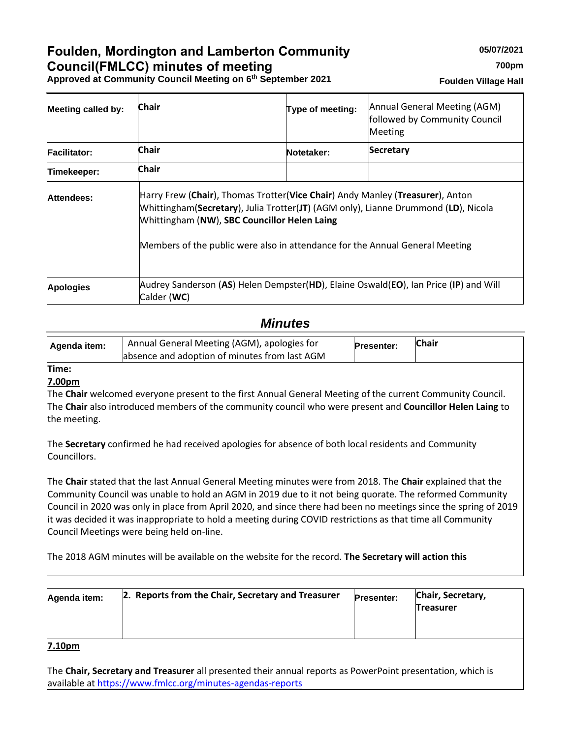# Foulden, Mordington and Lamberton Community Council(FMLCC) minutes of meeting

**Approved at Community Council Meeting on 6th September 2021**

**05/07/2021**

**700pm**

**Foulden Village Hall**

| | | | |
|---|---|---|---|
| **Meeting called by:** | **Chair** | **Type of meeting:** | Annual General Meeting (AGM) followed by Community Council Meeting |
| **Facilitator:** | **Chair** | **Notetaker:** | **Secretary** |
| **Timekeeper:** | **Chair** | | |

| | |
|---|---|
| **Attendees:** | Harry Frew (**Chair**), Thomas Trotter(**Vice Chair**) Andy Manley (**Treasurer**), Anton Whittingham(**Secretary**), Julia Trotter(**JT**) (AGM only), Lianne Drummond (**LD**), Nicola Whittingham (**NW**), **SBC Councillor Helen Laing**<br><br>Members of the public were also in attendance for the Annual General Meeting |
| **Apologies** | Audrey Sanderson (**AS**) Helen Dempster(**HD**), Elaine Oswald(**EO**), Ian Price (**IP**) and Will Calder (**WC**) |

## *Minutes*

| | | | |
|---|---|---|---|
| **Agenda item:** | Annual General Meeting (AGM), apologies for absence and adoption of minutes from last AGM | **Presenter:** | **Chair** |

**Time:**

**7.00pm**

The **Chair** welcomed everyone present to the first Annual General Meeting of the current Community Council. The **Chair** also introduced members of the community council who were present and **Councillor Helen Laing** to the meeting.

The **Secretary** confirmed he had received apologies for absence of both local residents and Community Councillors.

The **Chair** stated that the last Annual General Meeting minutes were from 2018. The **Chair** explained that the Community Council was unable to hold an AGM in 2019 due to it not being quorate. The reformed Community Council in 2020 was only in place from April 2020, and since there had been no meetings since the spring of 2019 it was decided it was inappropriate to hold a meeting during COVID restrictions as that time all Community Council Meetings were being held on-line.

The 2018 AGM minutes will be available on the website for the record. **The Secretary will action this**

| | | | |
|---|---|---|---|
| **Agenda item:** | **2. Reports from the Chair, Secretary and Treasurer** | **Presenter:** | **Chair, Secretary, Treasurer** |

**7.10pm**

The **Chair, Secretary and Treasurer** all presented their annual reports as PowerPoint presentation, which is available at https://www.fmlcc.org/minutes-agendas-reports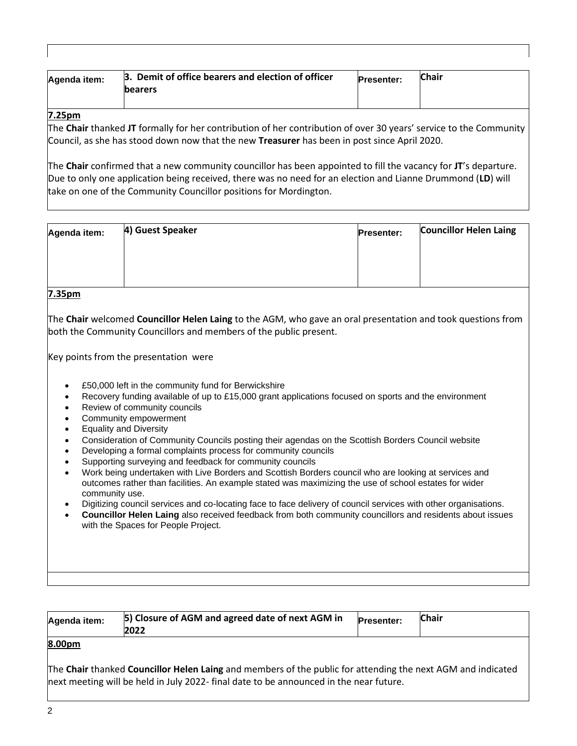| Agenda item: | 3. Demit of office bearers and election of officer bearers | Presenter: | Chair |
| --- | --- | --- | --- |

**7.25pm**

The **Chair** thanked **JT** formally for her contribution of her contribution of over 30 years' service to the Community Council, as she has stood down now that the new **Treasurer** has been in post since April 2020.

The **Chair** confirmed that a new community councillor has been appointed to fill the vacancy for **JT**'s departure. Due to only one application being received, there was no need for an election and Lianne Drummond (**LD**) will take on one of the Community Councillor positions for Mordington.

| Agenda item: | 4) Guest Speaker | Presenter: | Councillor Helen Laing |
| --- | --- | --- | --- |

**7.35pm**

The **Chair** welcomed **Councillor Helen Laing** to the AGM, who gave an oral presentation and took questions from both the Community Councillors and members of the public present.

Key points from the presentation were

- £50,000 left in the community fund for Berwickshire
- Recovery funding available of up to £15,000 grant applications focused on sports and the environment
- Review of community councils
- Community empowerment
- Equality and Diversity
- Consideration of Community Councils posting their agendas on the Scottish Borders Council website
- Developing a formal complaints process for community councils
- Supporting surveying and feedback for community councils
- Work being undertaken with Live Borders and Scottish Borders council who are looking at services and outcomes rather than facilities. An example stated was maximizing the use of school estates for wider community use.
- Digitizing council services and co-locating face to face delivery of council services with other organisations.
- **Councillor Helen Laing** also received feedback from both community councillors and residents about issues with the Spaces for People Project.

| Agenda item: | 5) Closure of AGM and agreed date of next AGM in 2022 | Presenter: | Chair |
| --- | --- | --- | --- |

**8.00pm**

The **Chair** thanked **Councillor Helen Laing** and members of the public for attending the next AGM and indicated next meeting will be held in July 2022- final date to be announced in the near future.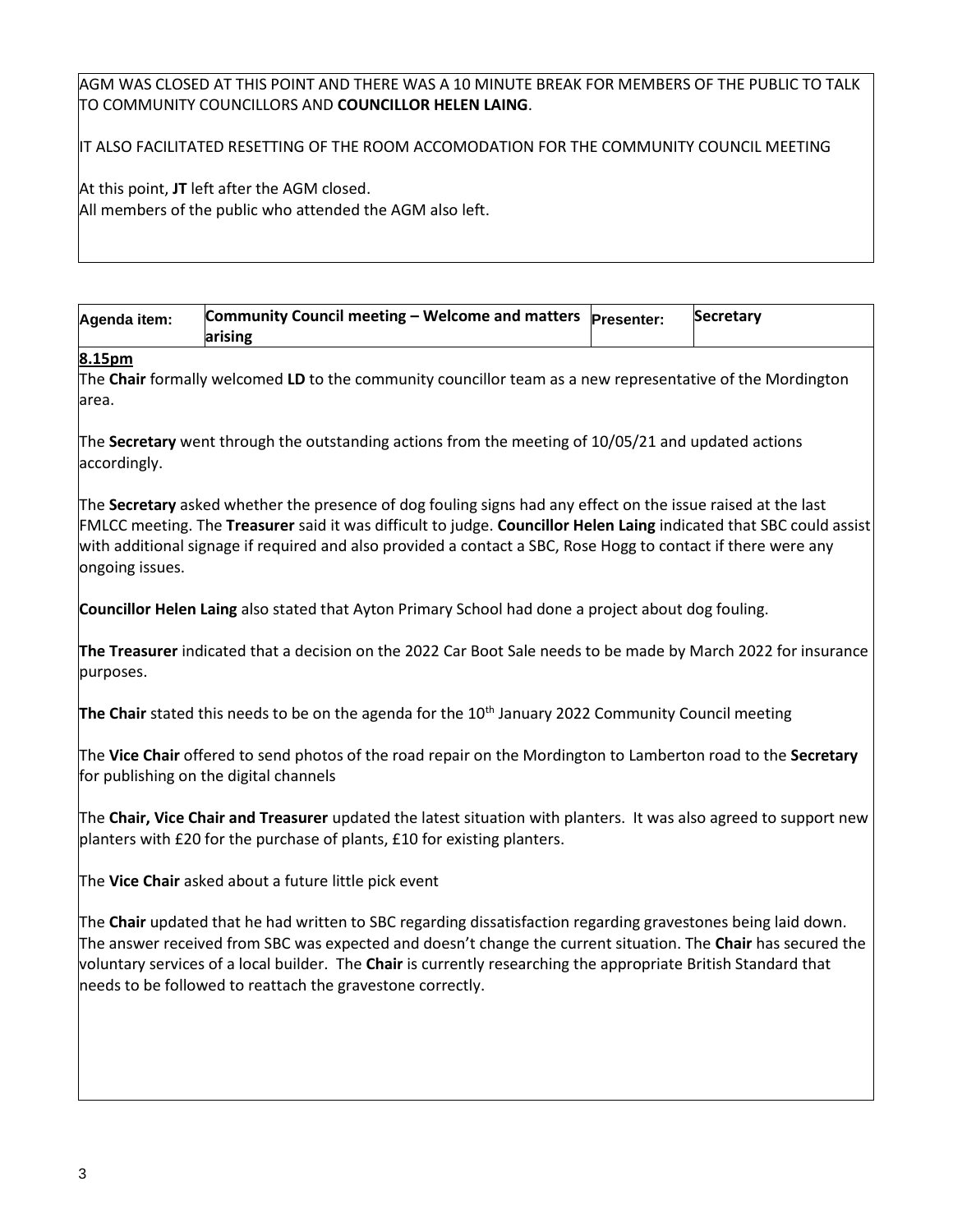AGM WAS CLOSED AT THIS POINT AND THERE WAS A 10 MINUTE BREAK FOR MEMBERS OF THE PUBLIC TO TALK TO COMMUNITY COUNCILLORS AND **COUNCILLOR HELEN LAING**.

IT ALSO FACILITATED RESETTING OF THE ROOM ACCOMODATION FOR THE COMMUNITY COUNCIL MEETING

At this point, **JT** left after the AGM closed.
All members of the public who attended the AGM also left.

| Agenda item: | Community Council meeting – Welcome and matters arising | Presenter: | Secretary |
|---|---|---|---|

**8.15pm**

The **Chair** formally welcomed **LD** to the community councillor team as a new representative of the Mordington area.

The **Secretary** went through the outstanding actions from the meeting of 10/05/21 and updated actions accordingly.

The **Secretary** asked whether the presence of dog fouling signs had any effect on the issue raised at the last FMLCC meeting. The **Treasurer** said it was difficult to judge. **Councillor Helen Laing** indicated that SBC could assist with additional signage if required and also provided a contact a SBC, Rose Hogg to contact if there were any ongoing issues.

**Councillor Helen Laing** also stated that Ayton Primary School had done a project about dog fouling.

**The Treasurer** indicated that a decision on the 2022 Car Boot Sale needs to be made by March 2022 for insurance purposes.

**The Chair** stated this needs to be on the agenda for the 10th January 2022 Community Council meeting

The **Vice Chair** offered to send photos of the road repair on the Mordington to Lamberton road to the **Secretary** for publishing on the digital channels

The **Chair, Vice Chair and Treasurer** updated the latest situation with planters. It was also agreed to support new planters with £20 for the purchase of plants, £10 for existing planters.

The **Vice Chair** asked about a future little pick event

The **Chair** updated that he had written to SBC regarding dissatisfaction regarding gravestones being laid down. The answer received from SBC was expected and doesn't change the current situation. The **Chair** has secured the voluntary services of a local builder. The **Chair** is currently researching the appropriate British Standard that needs to be followed to reattach the gravestone correctly.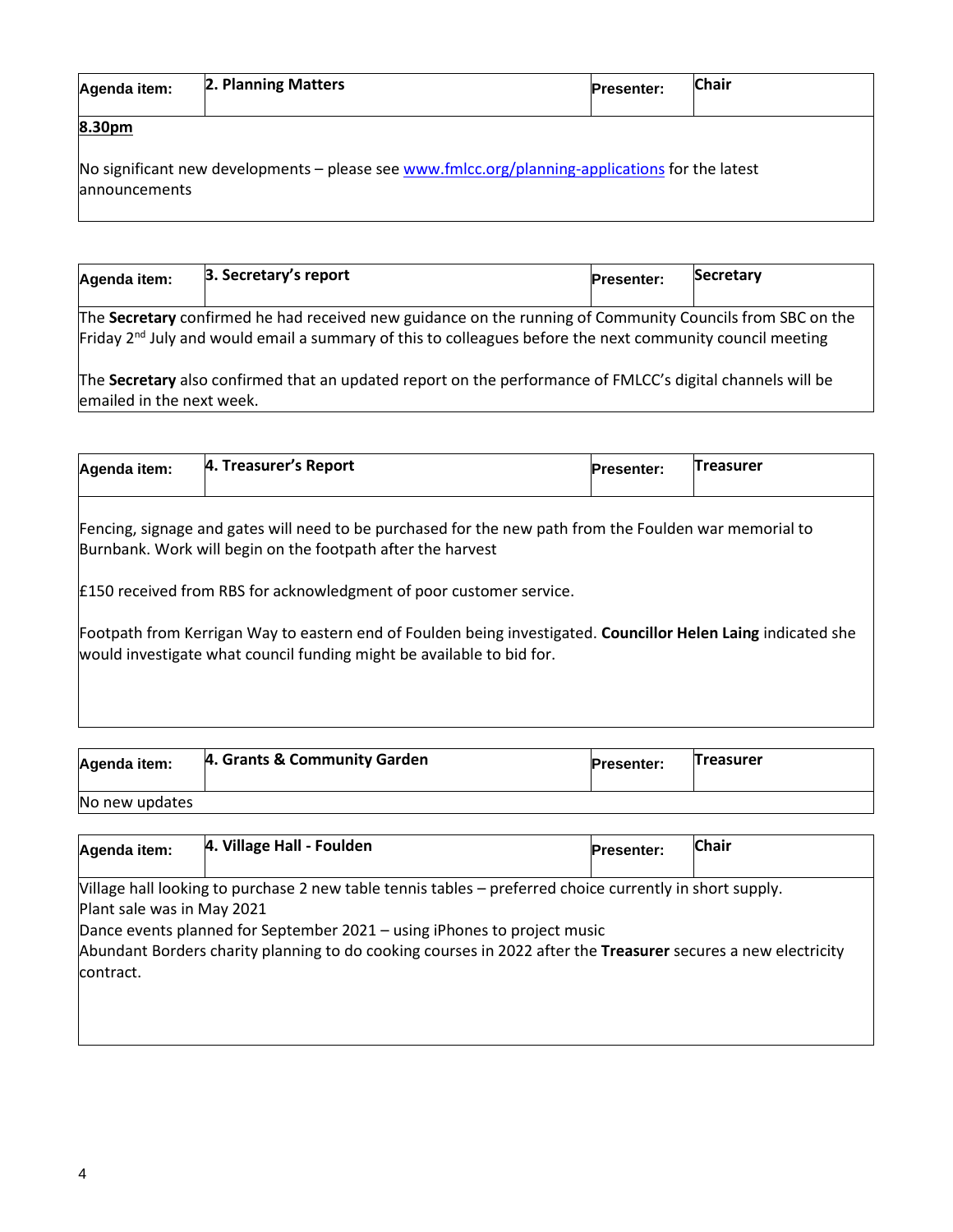| Agenda item: | 2. Planning Matters | Presenter: | Chair |
| --- | --- | --- | --- |

**8.30pm**

No significant new developments – please see www.fmlcc.org/planning-applications for the latest announcements

| Agenda item: | 3. Secretary's report | Presenter: | Secretary |
| --- | --- | --- | --- |

The **Secretary** confirmed he had received new guidance on the running of Community Councils from SBC on the Friday 2nd July and would email a summary of this to colleagues before the next community council meeting

The **Secretary** also confirmed that an updated report on the performance of FMLCC's digital channels will be emailed in the next week.

| Agenda item: | 4. Treasurer's Report | Presenter: | Treasurer |
| --- | --- | --- | --- |

Fencing, signage and gates will need to be purchased for the new path from the Foulden war memorial to Burnbank. Work will begin on the footpath after the harvest

£150 received from RBS for acknowledgment of poor customer service.

Footpath from Kerrigan Way to eastern end of Foulden being investigated. **Councillor Helen Laing** indicated she would investigate what council funding might be available to bid for.

| Agenda item: | 4. Grants & Community Garden | Presenter: | Treasurer |
| --- | --- | --- | --- |

No new updates

| Agenda item: | 4. Village Hall - Foulden | Presenter: | Chair |
| --- | --- | --- | --- |

Village hall looking to purchase 2 new table tennis tables – preferred choice currently in short supply.
Plant sale was in May 2021
Dance events planned for September 2021 – using iPhones to project music
Abundant Borders charity planning to do cooking courses in 2022 after the **Treasurer** secures a new electricity contract.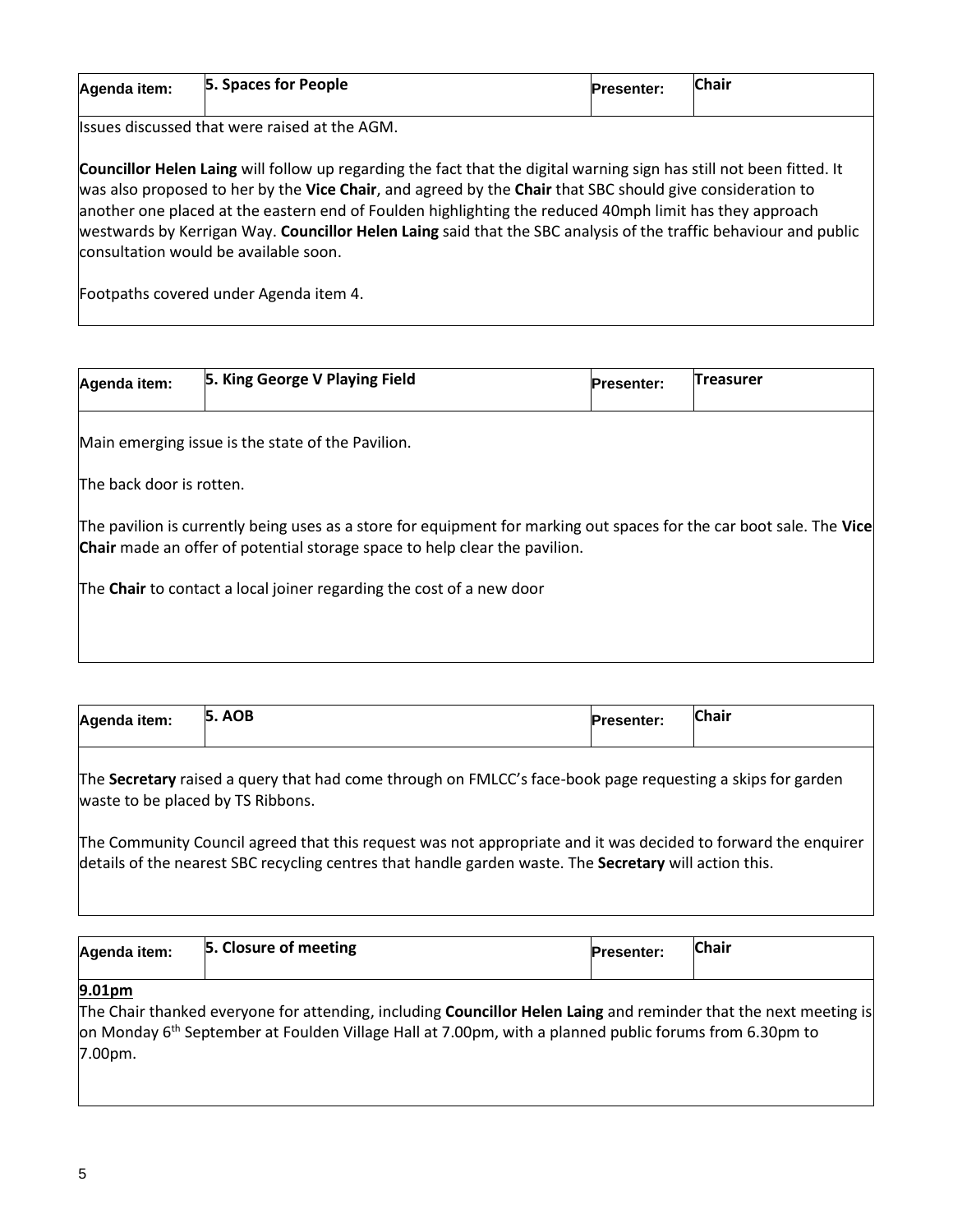| Agenda item: | 5. Spaces for People | Presenter: | Chair |
|---|---|---|---|

Issues discussed that were raised at the AGM.

**Councillor Helen Laing** will follow up regarding the fact that the digital warning sign has still not been fitted. It was also proposed to her by the **Vice Chair**, and agreed by the **Chair** that SBC should give consideration to another one placed at the eastern end of Foulden highlighting the reduced 40mph limit has they approach westwards by Kerrigan Way. **Councillor Helen Laing** said that the SBC analysis of the traffic behaviour and public consultation would be available soon.

Footpaths covered under Agenda item 4.

| Agenda item: | 5. King George V Playing Field | Presenter: | Treasurer |
|---|---|---|---|

Main emerging issue is the state of the Pavilion.

The back door is rotten.

The pavilion is currently being uses as a store for equipment for marking out spaces for the car boot sale. The **Vice Chair** made an offer of potential storage space to help clear the pavilion.

The **Chair** to contact a local joiner regarding the cost of a new door

| Agenda item: | 5. AOB | Presenter: | Chair |
|---|---|---|---|

The **Secretary** raised a query that had come through on FMLCC's face-book page requesting a skips for garden waste to be placed by TS Ribbons.

The Community Council agreed that this request was not appropriate and it was decided to forward the enquirer details of the nearest SBC recycling centres that handle garden waste. The **Secretary** will action this.

| Agenda item: | 5. Closure of meeting | Presenter: | Chair |
|---|---|---|---|

**9.01pm**

The Chair thanked everyone for attending, including **Councillor Helen Laing** and reminder that the next meeting is on Monday 6th September at Foulden Village Hall at 7.00pm, with a planned public forums from 6.30pm to 7.00pm.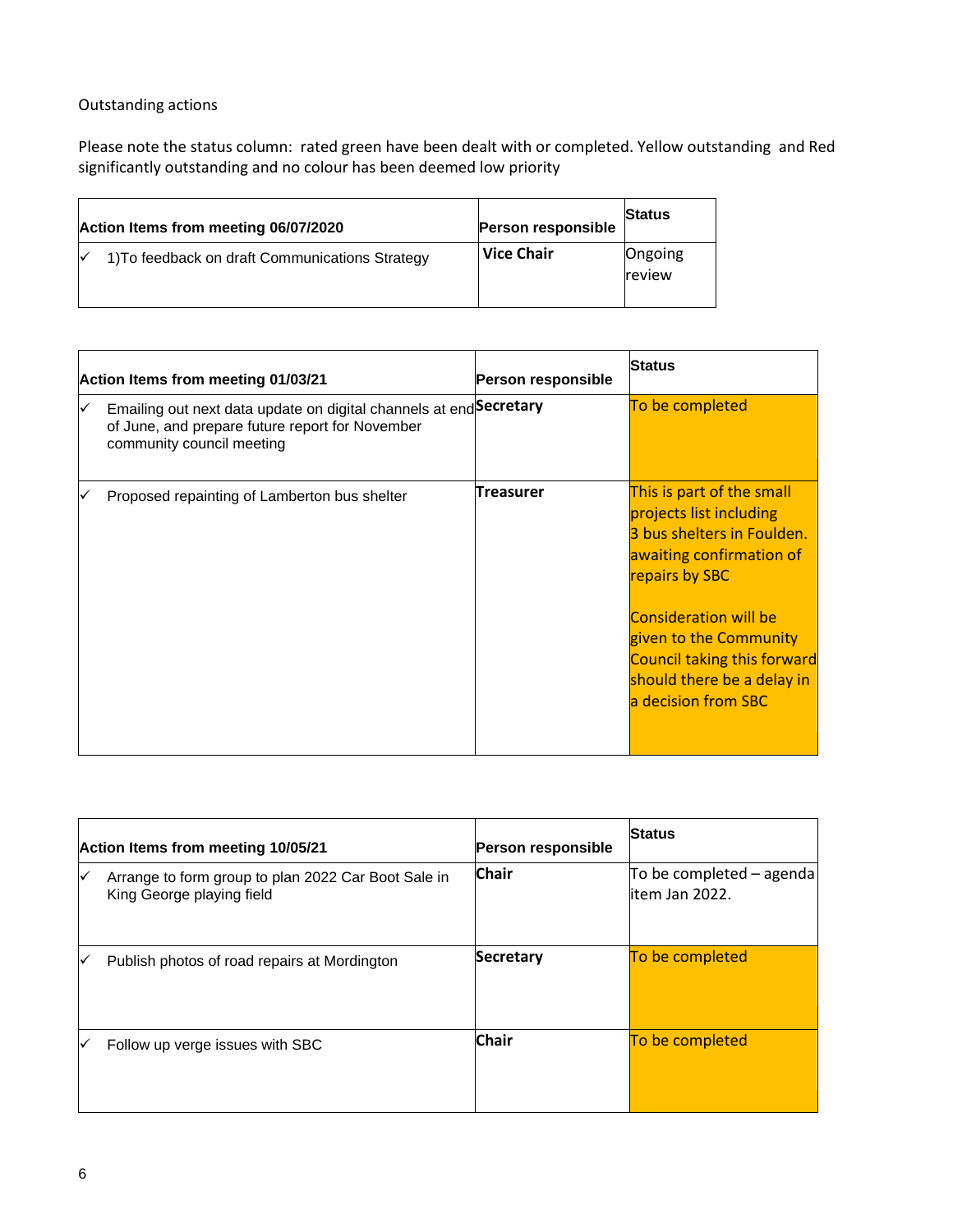Outstanding actions

Please note the status column: rated green have been dealt with or completed. Yellow outstanding and Red significantly outstanding and no colour has been deemed low priority

| Action Items from meeting 06/07/2020 | Person responsible | Status |
|---|---|---|
| ✓ 1)To feedback on draft Communications Strategy | **Vice Chair** | Ongoing review |

| Action Items from meeting 01/03/21 | Person responsible | Status |
|---|---|---|
| ✓ Emailing out next data update on digital channels at end of June, and prepare future report for November community council meeting | **Secretary** | To be completed |
| ✓ Proposed repainting of Lamberton bus shelter | **Treasurer** | This is part of the small projects list including 3 bus shelters in Foulden. awaiting confirmation of repairs by SBC<br><br>Consideration will be given to the Community Council taking this forward should there be a delay in a decision from SBC |

| Action Items from meeting 10/05/21 | Person responsible | Status |
|---|---|---|
| ✓ Arrange to form group to plan 2022 Car Boot Sale in King George playing field | **Chair** | To be completed – agenda item Jan 2022. |
| ✓ Publish photos of road repairs at Mordington | **Secretary** | To be completed |
| ✓ Follow up verge issues with SBC | **Chair** | To be completed |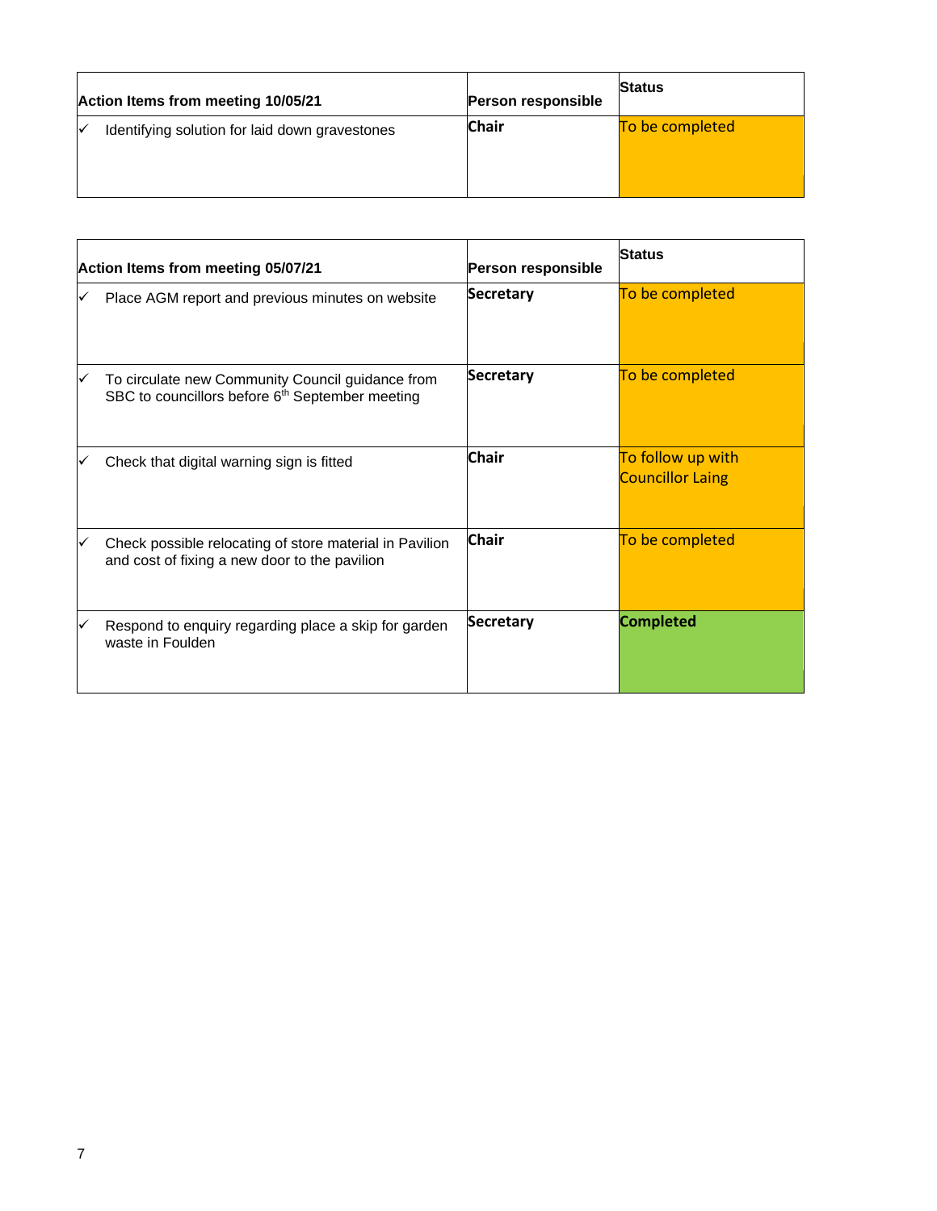| Action Items from meeting 10/05/21 | Person responsible | Status |
|---|---|---|
| ✓ Identifying solution for laid down gravestones | **Chair** | To be completed |

| Action Items from meeting 05/07/21 | Person responsible | Status |
|---|---|---|
| ✓ Place AGM report and previous minutes on website | **Secretary** | To be completed |
| ✓ To circulate new Community Council guidance from SBC to councillors before 6th September meeting | **Secretary** | To be completed |
| ✓ Check that digital warning sign is fitted | **Chair** | To follow up with Councillor Laing |
| ✓ Check possible relocating of store material in Pavilion and cost of fixing a new door to the pavilion | **Chair** | To be completed |
| ✓ Respond to enquiry regarding place a skip for garden waste in Foulden | **Secretary** | **Completed** |